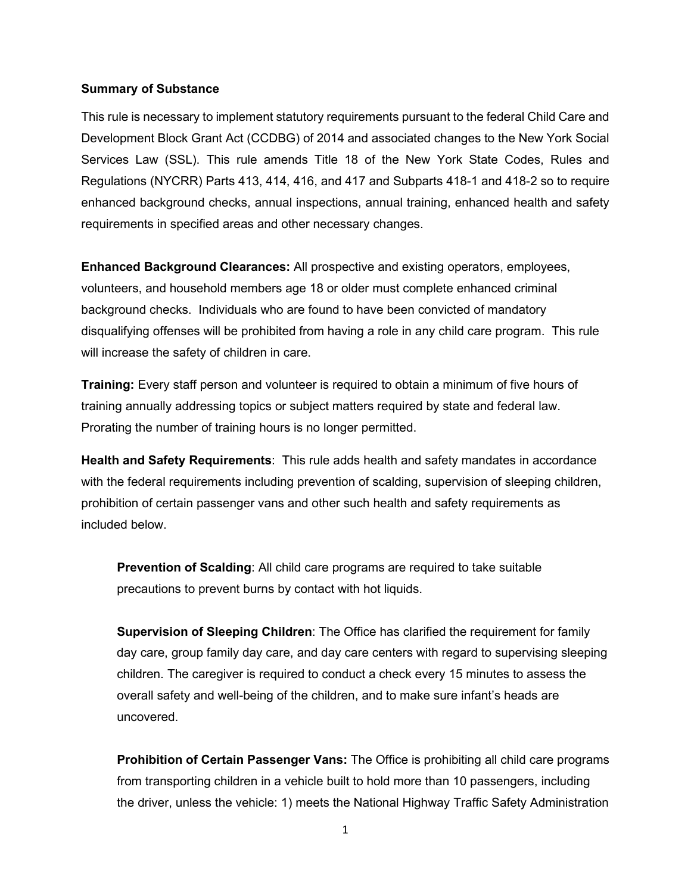**Summary of Substance**

This rule is necessary to implement statutory requirements pursuant to the federal Child Care and Development Block Grant Act (CCDBG) of 2014 and associated changes to the New York Social Services Law (SSL). This rule amends Title 18 of the New York State Codes, Rules and Regulations (NYCRR) Parts 413, 414, 416, and 417 and Subparts 418-1 and 418-2 so to require enhanced background checks, annual inspections, annual training, enhanced health and safety requirements in specified areas and other necessary changes.

**Enhanced Background Clearances:** All prospective and existing operators, employees, volunteers, and household members age 18 or older must complete enhanced criminal background checks. Individuals who are found to have been convicted of mandatory disqualifying offenses will be prohibited from having a role in any child care program. This rule will increase the safety of children in care.

**Training:** Every staff person and volunteer is required to obtain a minimum of five hours of training annually addressing topics or subject matters required by state and federal law. Prorating the number of training hours is no longer permitted.

**Health and Safety Requirements**: This rule adds health and safety mandates in accordance with the federal requirements including prevention of scalding, supervision of sleeping children, prohibition of certain passenger vans and other such health and safety requirements as included below.

> **Prevention of Scalding**: All child care programs are required to take suitable precautions to prevent burns by contact with hot liquids.
>
> **Supervision of Sleeping Children**: The Office has clarified the requirement for family day care, group family day care, and day care centers with regard to supervising sleeping children. The caregiver is required to conduct a check every 15 minutes to assess the overall safety and well-being of the children, and to make sure infant's heads are uncovered.
>
> **Prohibition of Certain Passenger Vans:** The Office is prohibiting all child care programs from transporting children in a vehicle built to hold more than 10 passengers, including the driver, unless the vehicle: 1) meets the National Highway Traffic Safety Administration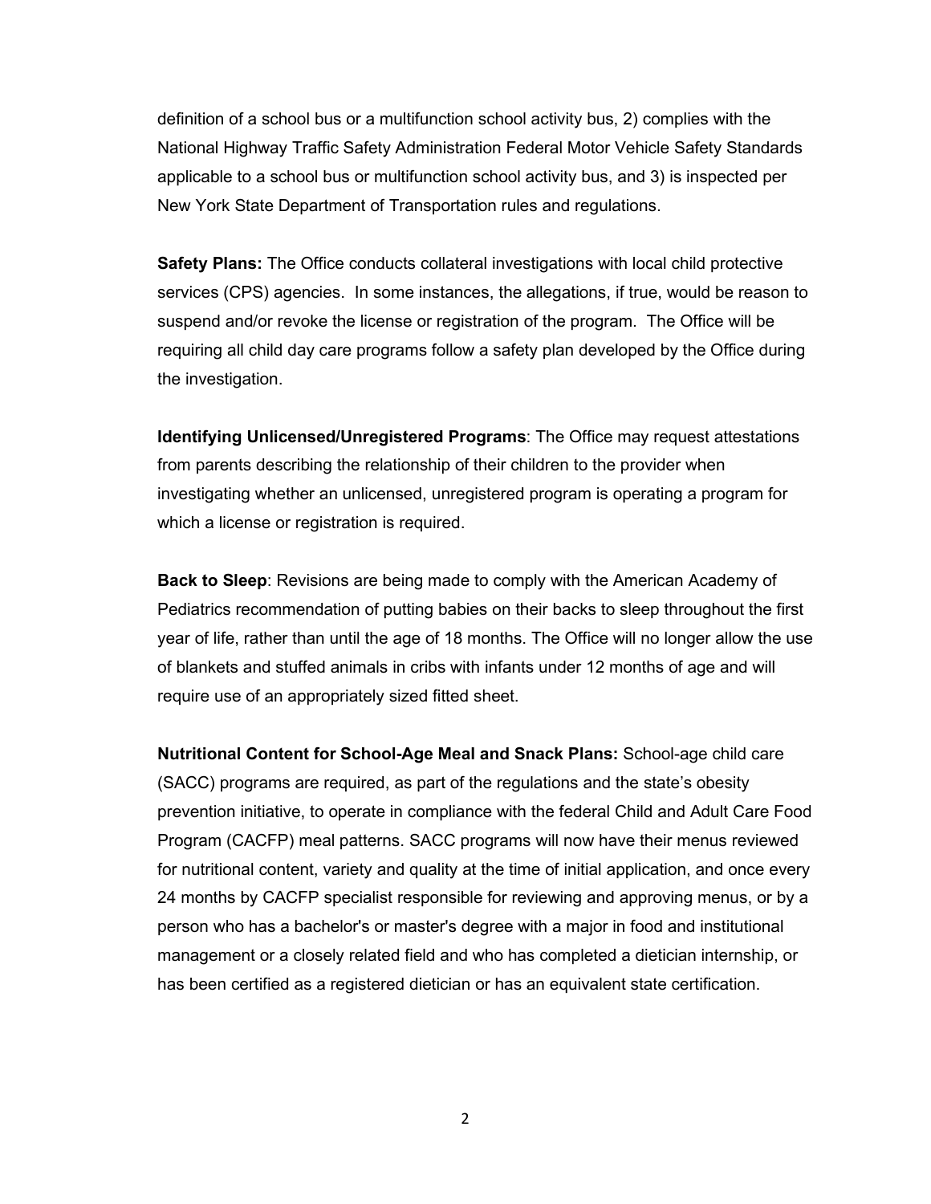definition of a school bus or a multifunction school activity bus, 2) complies with the National Highway Traffic Safety Administration Federal Motor Vehicle Safety Standards applicable to a school bus or multifunction school activity bus, and 3) is inspected per New York State Department of Transportation rules and regulations.

**Safety Plans:** The Office conducts collateral investigations with local child protective services (CPS) agencies. In some instances, the allegations, if true, would be reason to suspend and/or revoke the license or registration of the program. The Office will be requiring all child day care programs follow a safety plan developed by the Office during the investigation.

**Identifying Unlicensed/Unregistered Programs**: The Office may request attestations from parents describing the relationship of their children to the provider when investigating whether an unlicensed, unregistered program is operating a program for which a license or registration is required.

**Back to Sleep**: Revisions are being made to comply with the American Academy of Pediatrics recommendation of putting babies on their backs to sleep throughout the first year of life, rather than until the age of 18 months. The Office will no longer allow the use of blankets and stuffed animals in cribs with infants under 12 months of age and will require use of an appropriately sized fitted sheet.

**Nutritional Content for School-Age Meal and Snack Plans:** School-age child care (SACC) programs are required, as part of the regulations and the state's obesity prevention initiative, to operate in compliance with the federal Child and Adult Care Food Program (CACFP) meal patterns. SACC programs will now have their menus reviewed for nutritional content, variety and quality at the time of initial application, and once every 24 months by CACFP specialist responsible for reviewing and approving menus, or by a person who has a bachelor's or master's degree with a major in food and institutional management or a closely related field and who has completed a dietician internship, or has been certified as a registered dietician or has an equivalent state certification.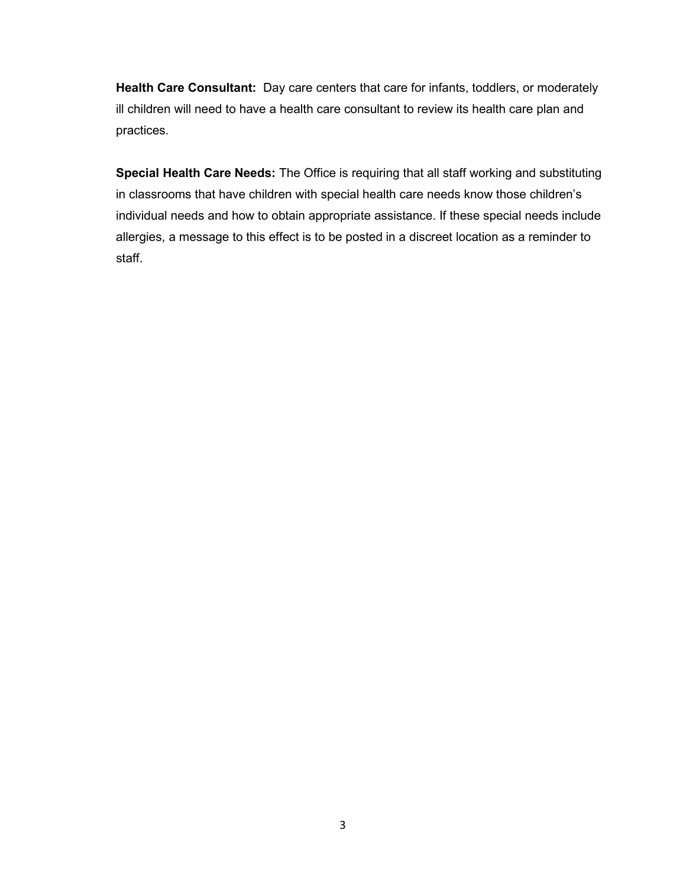**Health Care Consultant:** Day care centers that care for infants, toddlers, or moderately ill children will need to have a health care consultant to review its health care plan and practices.

**Special Health Care Needs:** The Office is requiring that all staff working and substituting in classrooms that have children with special health care needs know those children's individual needs and how to obtain appropriate assistance. If these special needs include allergies, a message to this effect is to be posted in a discreet location as a reminder to staff.